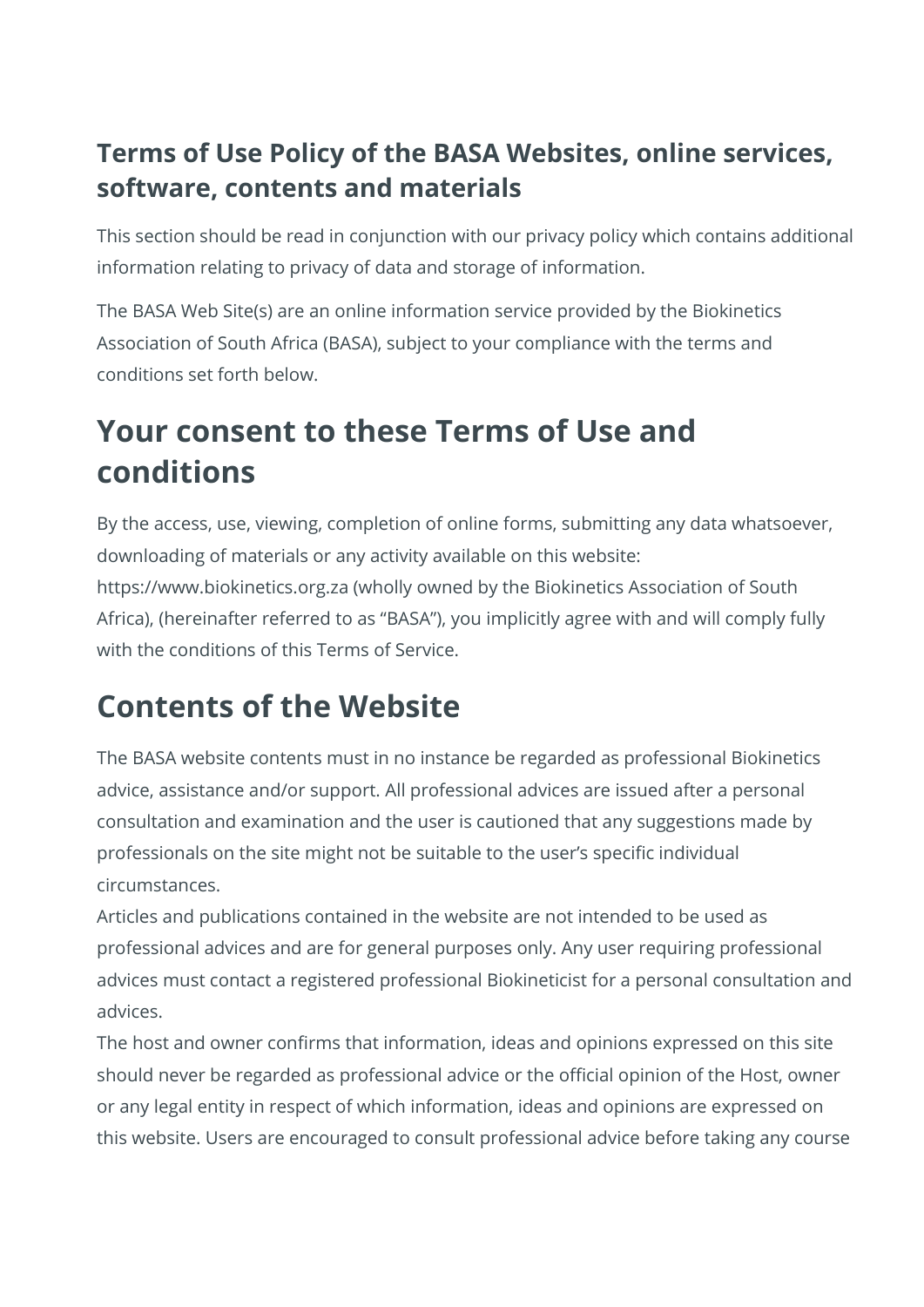### Terms of Use Policy of the BASA Websites, online services, software, contents and materials

This section should be read in conjunction with our privacy policy which contains additional information relating to privacy of data and storage of information.

The BASA Web Site(s) are an online information service provided by the Biokinetics Association of South Africa (BASA), subject to your compliance with the terms and conditions set forth below.

## Your consent to these Terms of Use and conditions

By the access, use, viewing, completion of online forms, submitting any data whatsoever, downloading of materials or any activity available on this website: https://www.biokinetics.org.za (wholly owned by the Biokinetics Association of South Africa), (hereinafter referred to as "BASA"), you implicitly agree with and will comply fully with the conditions of this Terms of Service.

## Contents of the Website

The BASA website contents must in no instance be regarded as professional Biokinetics advice, assistance and/or support. All professional advices are issued after a personal consultation and examination and the user is cautioned that any suggestions made by professionals on the site might not be suitable to the user's specific individual circumstances.

Articles and publications contained in the website are not intended to be used as professional advices and are for general purposes only. Any user requiring professional advices must contact a registered professional Biokineticist for a personal consultation and advices.

The host and owner confirms that information, ideas and opinions expressed on this site should never be regarded as professional advice or the official opinion of the Host, owner or any legal entity in respect of which information, ideas and opinions are expressed on this website. Users are encouraged to consult professional advice before taking any course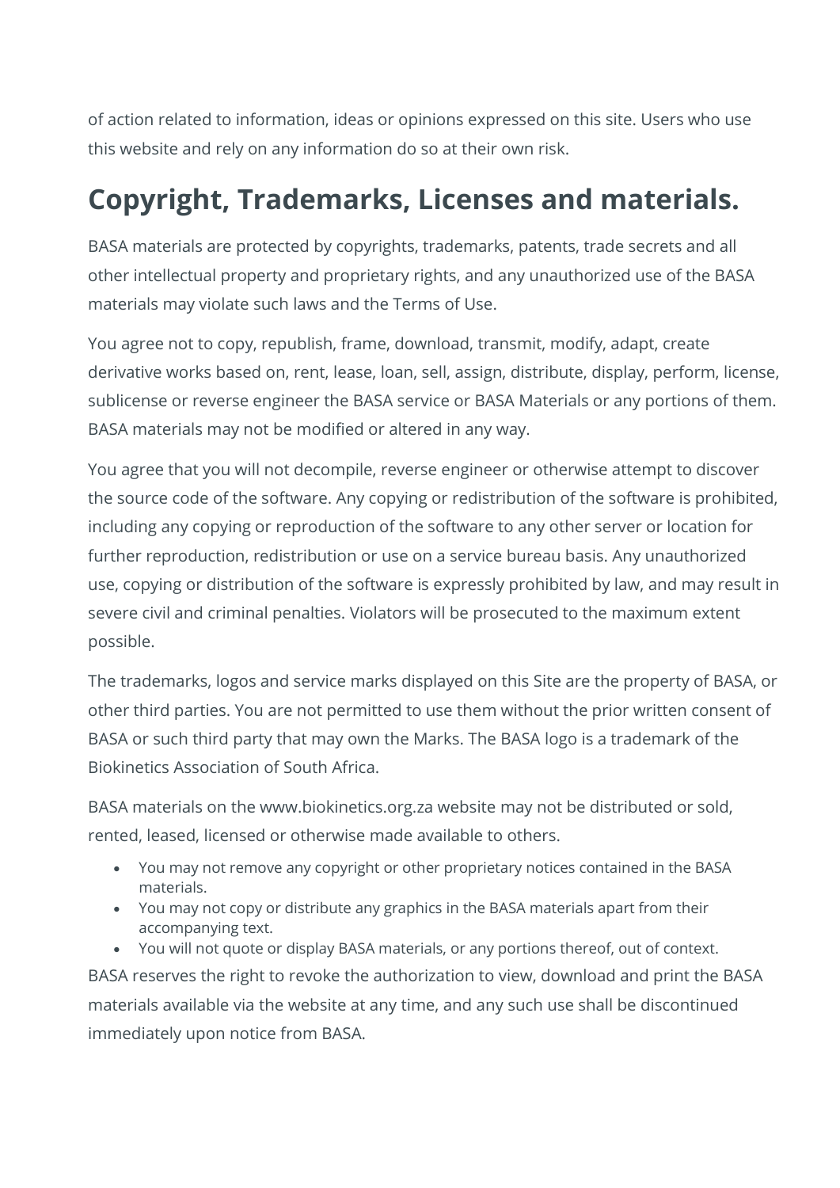of action related to information, ideas or opinions expressed on this site. Users who use this website and rely on any information do so at their own risk.

## Copyright, Trademarks, Licenses and materials.

BASA materials are protected by copyrights, trademarks, patents, trade secrets and all other intellectual property and proprietary rights, and any unauthorized use of the BASA materials may violate such laws and the Terms of Use.

You agree not to copy, republish, frame, download, transmit, modify, adapt, create derivative works based on, rent, lease, loan, sell, assign, distribute, display, perform, license, sublicense or reverse engineer the BASA service or BASA Materials or any portions of them. BASA materials may not be modified or altered in any way.

You agree that you will not decompile, reverse engineer or otherwise attempt to discover the source code of the software. Any copying or redistribution of the software is prohibited, including any copying or reproduction of the software to any other server or location for further reproduction, redistribution or use on a service bureau basis. Any unauthorized use, copying or distribution of the software is expressly prohibited by law, and may result in severe civil and criminal penalties. Violators will be prosecuted to the maximum extent possible.

The trademarks, logos and service marks displayed on this Site are the property of BASA, or other third parties. You are not permitted to use them without the prior written consent of BASA or such third party that may own the Marks. The BASA logo is a trademark of the Biokinetics Association of South Africa.

BASA materials on the www.biokinetics.org.za website may not be distributed or sold, rented, leased, licensed or otherwise made available to others.

- You may not remove any copyright or other proprietary notices contained in the BASA materials.
- You may not copy or distribute any graphics in the BASA materials apart from their accompanying text.
- You will not quote or display BASA materials, or any portions thereof, out of context.

BASA reserves the right to revoke the authorization to view, download and print the BASA materials available via the website at any time, and any such use shall be discontinued immediately upon notice from BASA.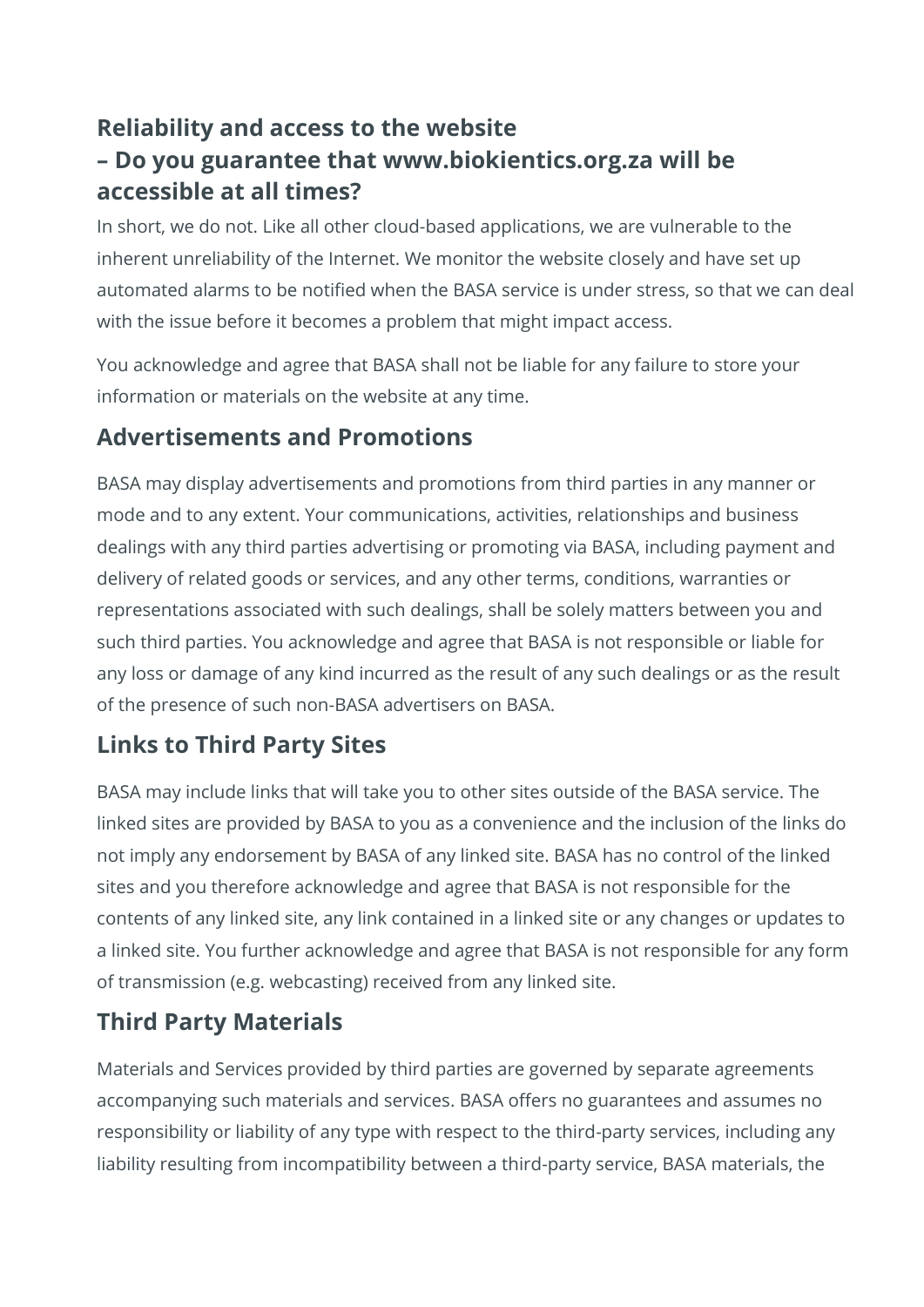## Reliability and access to the website – Do you guarantee that www.biokientics.org.za will be accessible at all times?

In short, we do not. Like all other cloud-based applications, we are vulnerable to the inherent unreliability of the Internet. We monitor the website closely and have set up automated alarms to be notified when the BASA service is under stress, so that we can deal with the issue before it becomes a problem that might impact access.

You acknowledge and agree that BASA shall not be liable for any failure to store your information or materials on the website at any time.

## Advertisements and Promotions

BASA may display advertisements and promotions from third parties in any manner or mode and to any extent. Your communications, activities, relationships and business dealings with any third parties advertising or promoting via BASA, including payment and delivery of related goods or services, and any other terms, conditions, warranties or representations associated with such dealings, shall be solely matters between you and such third parties. You acknowledge and agree that BASA is not responsible or liable for any loss or damage of any kind incurred as the result of any such dealings or as the result of the presence of such non-BASA advertisers on BASA.

## Links to Third Party Sites

BASA may include links that will take you to other sites outside of the BASA service. The linked sites are provided by BASA to you as a convenience and the inclusion of the links do not imply any endorsement by BASA of any linked site. BASA has no control of the linked sites and you therefore acknowledge and agree that BASA is not responsible for the contents of any linked site, any link contained in a linked site or any changes or updates to a linked site. You further acknowledge and agree that BASA is not responsible for any form of transmission (e.g. webcasting) received from any linked site.

## Third Party Materials

Materials and Services provided by third parties are governed by separate agreements accompanying such materials and services. BASA offers no guarantees and assumes no responsibility or liability of any type with respect to the third-party services, including any liability resulting from incompatibility between a third-party service, BASA materials, the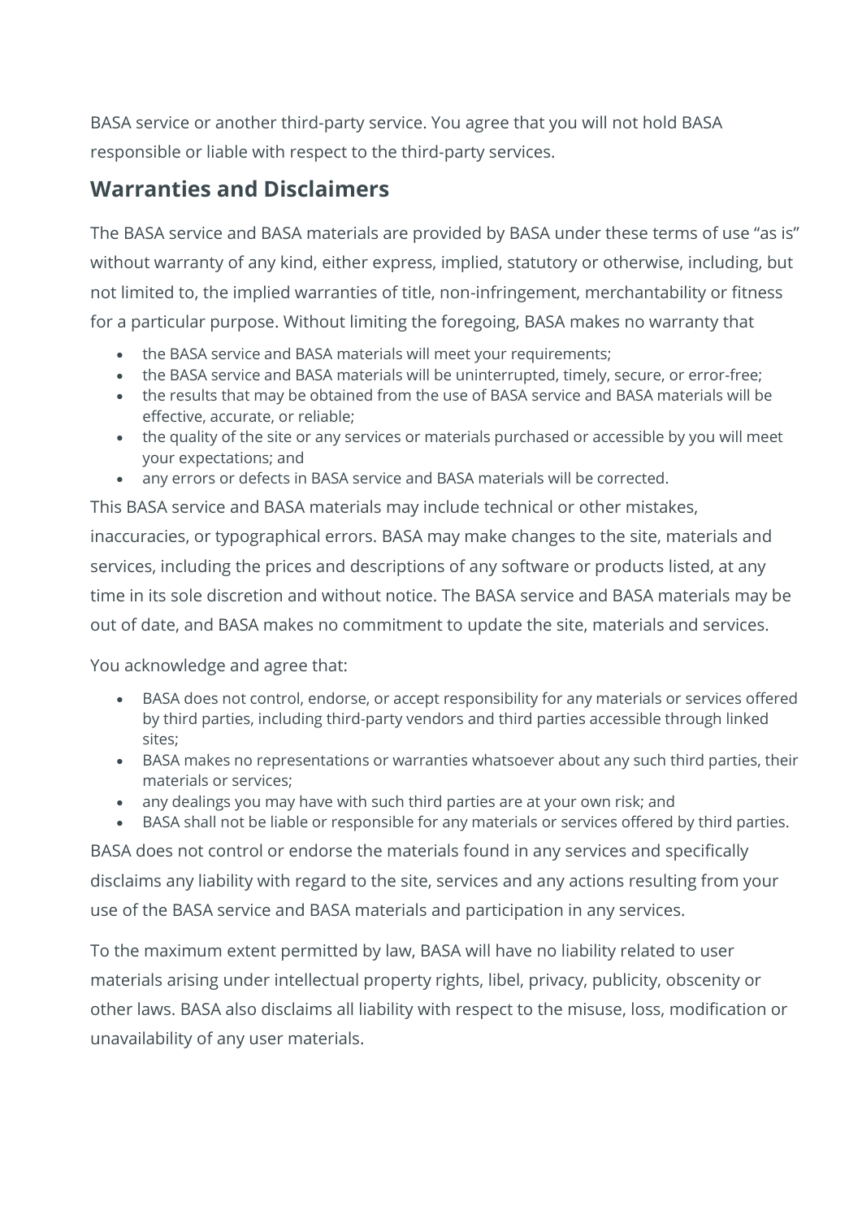BASA service or another third-party service. You agree that you will not hold BASA responsible or liable with respect to the third-party services.

## Warranties and Disclaimers

The BASA service and BASA materials are provided by BASA under these terms of use "as is" without warranty of any kind, either express, implied, statutory or otherwise, including, but not limited to, the implied warranties of title, non-infringement, merchantability or fitness for a particular purpose. Without limiting the foregoing, BASA makes no warranty that

- the BASA service and BASA materials will meet your requirements;
- the BASA service and BASA materials will be uninterrupted, timely, secure, or error-free;
- the results that may be obtained from the use of BASA service and BASA materials will be effective, accurate, or reliable;
- the quality of the site or any services or materials purchased or accessible by you will meet your expectations; and
- any errors or defects in BASA service and BASA materials will be corrected.

This BASA service and BASA materials may include technical or other mistakes, inaccuracies, or typographical errors. BASA may make changes to the site, materials and services, including the prices and descriptions of any software or products listed, at any time in its sole discretion and without notice. The BASA service and BASA materials may be out of date, and BASA makes no commitment to update the site, materials and services.

You acknowledge and agree that:

- BASA does not control, endorse, or accept responsibility for any materials or services offered by third parties, including third-party vendors and third parties accessible through linked sites;
- BASA makes no representations or warranties whatsoever about any such third parties, their materials or services;
- any dealings you may have with such third parties are at your own risk; and
- BASA shall not be liable or responsible for any materials or services offered by third parties.

BASA does not control or endorse the materials found in any services and specifically disclaims any liability with regard to the site, services and any actions resulting from your use of the BASA service and BASA materials and participation in any services.

To the maximum extent permitted by law, BASA will have no liability related to user materials arising under intellectual property rights, libel, privacy, publicity, obscenity or other laws. BASA also disclaims all liability with respect to the misuse, loss, modification or unavailability of any user materials.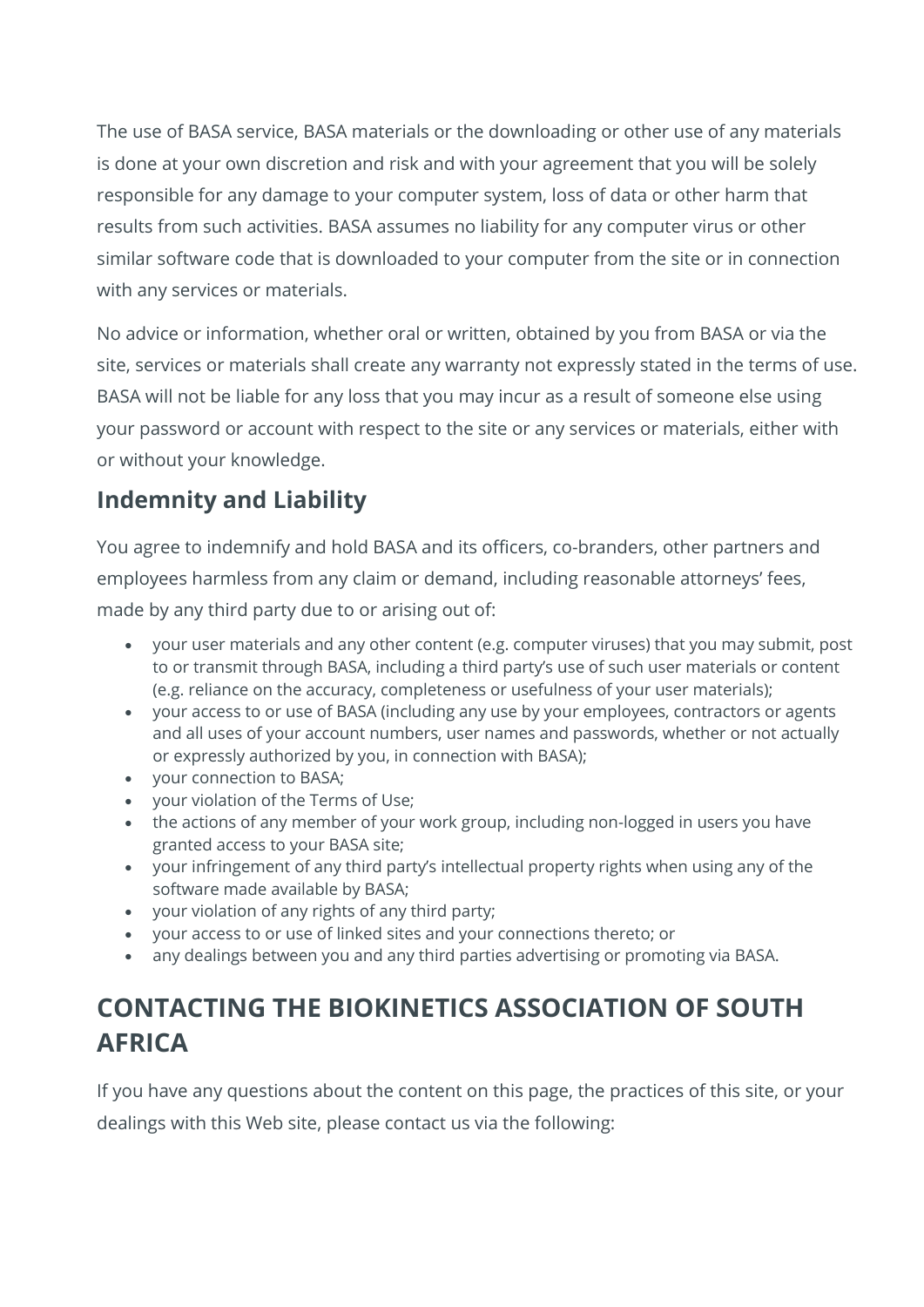The use of BASA service, BASA materials or the downloading or other use of any materials is done at your own discretion and risk and with your agreement that you will be solely responsible for any damage to your computer system, loss of data or other harm that results from such activities. BASA assumes no liability for any computer virus or other similar software code that is downloaded to your computer from the site or in connection with any services or materials.

No advice or information, whether oral or written, obtained by you from BASA or via the site, services or materials shall create any warranty not expressly stated in the terms of use. BASA will not be liable for any loss that you may incur as a result of someone else using your password or account with respect to the site or any services or materials, either with or without your knowledge.

### Indemnity and Liability

You agree to indemnify and hold BASA and its officers, co-branders, other partners and employees harmless from any claim or demand, including reasonable attorneys' fees, made by any third party due to or arising out of:

- your user materials and any other content (e.g. computer viruses) that you may submit, post to or transmit through BASA, including a third party's use of such user materials or content (e.g. reliance on the accuracy, completeness or usefulness of your user materials);
- your access to or use of BASA (including any use by your employees, contractors or agents and all uses of your account numbers, user names and passwords, whether or not actually or expressly authorized by you, in connection with BASA);
- your connection to BASA;
- your violation of the Terms of Use;
- the actions of any member of your work group, including non-logged in users you have granted access to your BASA site;
- your infringement of any third party's intellectual property rights when using any of the software made available by BASA;
- your violation of any rights of any third party;
- your access to or use of linked sites and your connections thereto; or
- any dealings between you and any third parties advertising or promoting via BASA.

## CONTACTING THE BIOKINETICS ASSOCIATION OF SOUTH AFRICA

If you have any questions about the content on this page, the practices of this site, or your dealings with this Web site, please contact us via the following: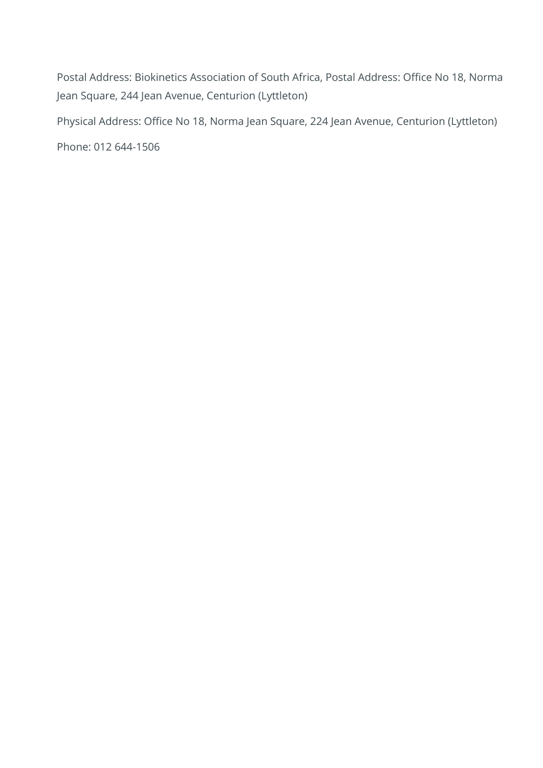Postal Address: Biokinetics Association of South Africa, Postal Address: Office No 18, Norma Jean Square, 244 Jean Avenue, Centurion (Lyttleton)

Physical Address: Office No 18, Norma Jean Square, 224 Jean Avenue, Centurion (Lyttleton)

Phone: 012 644-1506